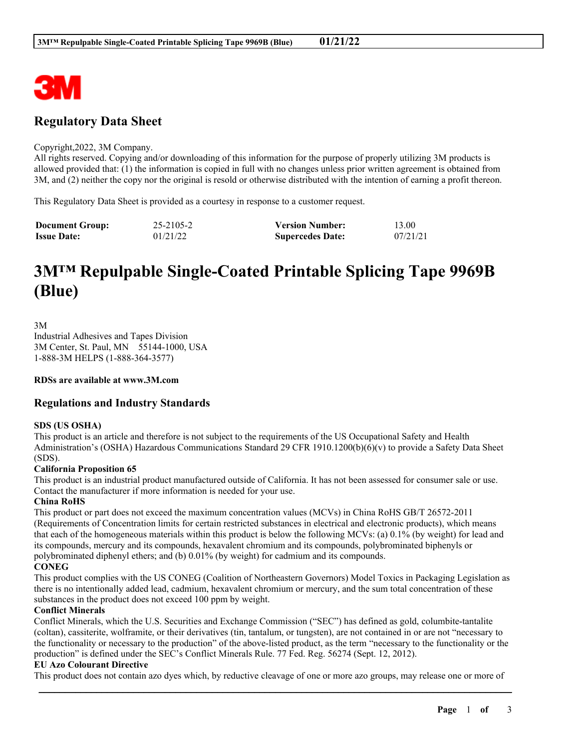## Regulatory Data Sheet

Copyright,2022, 3M Company.
All rights reserved. Copying and/or downloading of this information for the purpose of properly utilizing 3M products is allowed provided that: (1) the information is copied in full with no changes unless prior written agreement is obtained from 3M, and (2) neither the copy nor the original is resold or otherwise distributed with the intention of earning a profit thereon.

This Regulatory Data Sheet is provided as a courtesy in response to a customer request.

| | | | |
|---|---|---|---|
| **Document Group:** | 25-2105-2 | **Version Number:** | 13.00 |
| **Issue Date:** | 01/21/22 | **Supercedes Date:** | 07/21/21 |

# 3M™ Repulpable Single-Coated Printable Splicing Tape 9969B (Blue)

3M
Industrial Adhesives and Tapes Division
3M Center, St. Paul, MN 55144-1000, USA
1-888-3M HELPS (1-888-364-3577)

**RDSs are available at www.3M.com**

## Regulations and Industry Standards

**SDS (US OSHA)**
This product is an article and therefore is not subject to the requirements of the US Occupational Safety and Health Administration's (OSHA) Hazardous Communications Standard 29 CFR 1910.1200(b)(6)(v) to provide a Safety Data Sheet (SDS).

**California Proposition 65**
This product is an industrial product manufactured outside of California. It has not been assessed for consumer sale or use. Contact the manufacturer if more information is needed for your use.

**China RoHS**
This product or part does not exceed the maximum concentration values (MCVs) in China RoHS GB/T 26572-2011 (Requirements of Concentration limits for certain restricted substances in electrical and electronic products), which means that each of the homogeneous materials within this product is below the following MCVs: (a) 0.1% (by weight) for lead and its compounds, mercury and its compounds, hexavalent chromium and its compounds, polybrominated biphenyls or polybrominated diphenyl ethers; and (b) 0.01% (by weight) for cadmium and its compounds.

**CONEG**
This product complies with the US CONEG (Coalition of Northeastern Governors) Model Toxics in Packaging Legislation as there is no intentionally added lead, cadmium, hexavalent chromium or mercury, and the sum total concentration of these substances in the product does not exceed 100 ppm by weight.

**Conflict Minerals**
Conflict Minerals, which the U.S. Securities and Exchange Commission ("SEC") has defined as gold, columbite-tantalite (coltan), cassiterite, wolframite, or their derivatives (tin, tantalum, or tungsten), are not contained in or are not "necessary to the functionality or necessary to the production" of the above-listed product, as the term "necessary to the functionality or the production" is defined under the SEC's Conflict Minerals Rule. 77 Fed. Reg. 56274 (Sept. 12, 2012).

**EU Azo Colourant Directive**
This product does not contain azo dyes which, by reductive cleavage of one or more azo groups, may release one or more of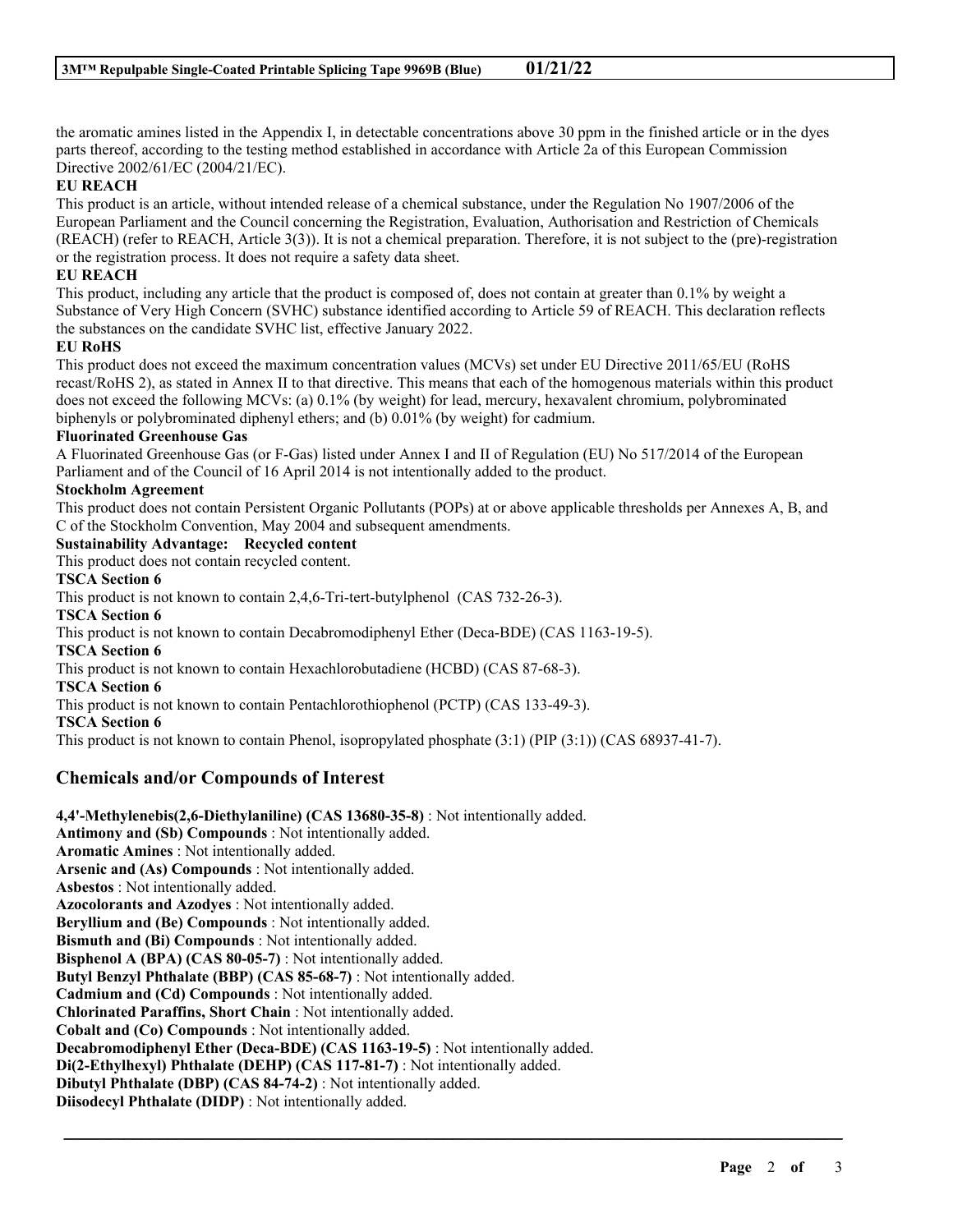the aromatic amines listed in the Appendix I, in detectable concentrations above 30 ppm in the finished article or in the dyes parts thereof, according to the testing method established in accordance with Article 2a of this European Commission Directive 2002/61/EC (2004/21/EC).

**EU REACH**

This product is an article, without intended release of a chemical substance, under the Regulation No 1907/2006 of the European Parliament and the Council concerning the Registration, Evaluation, Authorisation and Restriction of Chemicals (REACH) (refer to REACH, Article 3(3)). It is not a chemical preparation. Therefore, it is not subject to the (pre)-registration or the registration process. It does not require a safety data sheet.

**EU REACH**

This product, including any article that the product is composed of, does not contain at greater than 0.1% by weight a Substance of Very High Concern (SVHC) substance identified according to Article 59 of REACH. This declaration reflects the substances on the candidate SVHC list, effective January 2022.

**EU RoHS**

This product does not exceed the maximum concentration values (MCVs) set under EU Directive 2011/65/EU (RoHS recast/RoHS 2), as stated in Annex II to that directive. This means that each of the homogenous materials within this product does not exceed the following MCVs: (a) 0.1% (by weight) for lead, mercury, hexavalent chromium, polybrominated biphenyls or polybrominated diphenyl ethers; and (b) 0.01% (by weight) for cadmium.

**Fluorinated Greenhouse Gas**

A Fluorinated Greenhouse Gas (or F-Gas) listed under Annex I and II of Regulation (EU) No 517/2014 of the European Parliament and of the Council of 16 April 2014 is not intentionally added to the product.

**Stockholm Agreement**

This product does not contain Persistent Organic Pollutants (POPs) at or above applicable thresholds per Annexes A, B, and C of the Stockholm Convention, May 2004 and subsequent amendments.

**Sustainability Advantage: Recycled content**

This product does not contain recycled content.

**TSCA Section 6**

This product is not known to contain 2,4,6-Tri-tert-butylphenol (CAS 732-26-3).

**TSCA Section 6**

This product is not known to contain Decabromodiphenyl Ether (Deca-BDE) (CAS 1163-19-5).

**TSCA Section 6**

This product is not known to contain Hexachlorobutadiene (HCBD) (CAS 87-68-3).

**TSCA Section 6**

This product is not known to contain Pentachlorothiophenol (PCTP) (CAS 133-49-3).

**TSCA Section 6**

This product is not known to contain Phenol, isopropylated phosphate (3:1) (PIP (3:1)) (CAS 68937-41-7).

## Chemicals and/or Compounds of Interest

**4,4'-Methylenebis(2,6-Diethylaniline) (CAS 13680-35-8)** : Not intentionally added.
**Antimony and (Sb) Compounds** : Not intentionally added.
**Aromatic Amines** : Not intentionally added.
**Arsenic and (As) Compounds** : Not intentionally added.
**Asbestos** : Not intentionally added.
**Azocolorants and Azodyes** : Not intentionally added.
**Beryllium and (Be) Compounds** : Not intentionally added.
**Bismuth and (Bi) Compounds** : Not intentionally added.
**Bisphenol A (BPA) (CAS 80-05-7)** : Not intentionally added.
**Butyl Benzyl Phthalate (BBP) (CAS 85-68-7)** : Not intentionally added.
**Cadmium and (Cd) Compounds** : Not intentionally added.
**Chlorinated Paraffins, Short Chain** : Not intentionally added.
**Cobalt and (Co) Compounds** : Not intentionally added.
**Decabromodiphenyl Ether (Deca-BDE) (CAS 1163-19-5)** : Not intentionally added.
**Di(2-Ethylhexyl) Phthalate (DEHP) (CAS 117-81-7)** : Not intentionally added.
**Dibutyl Phthalate (DBP) (CAS 84-74-2)** : Not intentionally added.
**Diisodecyl Phthalate (DIDP)** : Not intentionally added.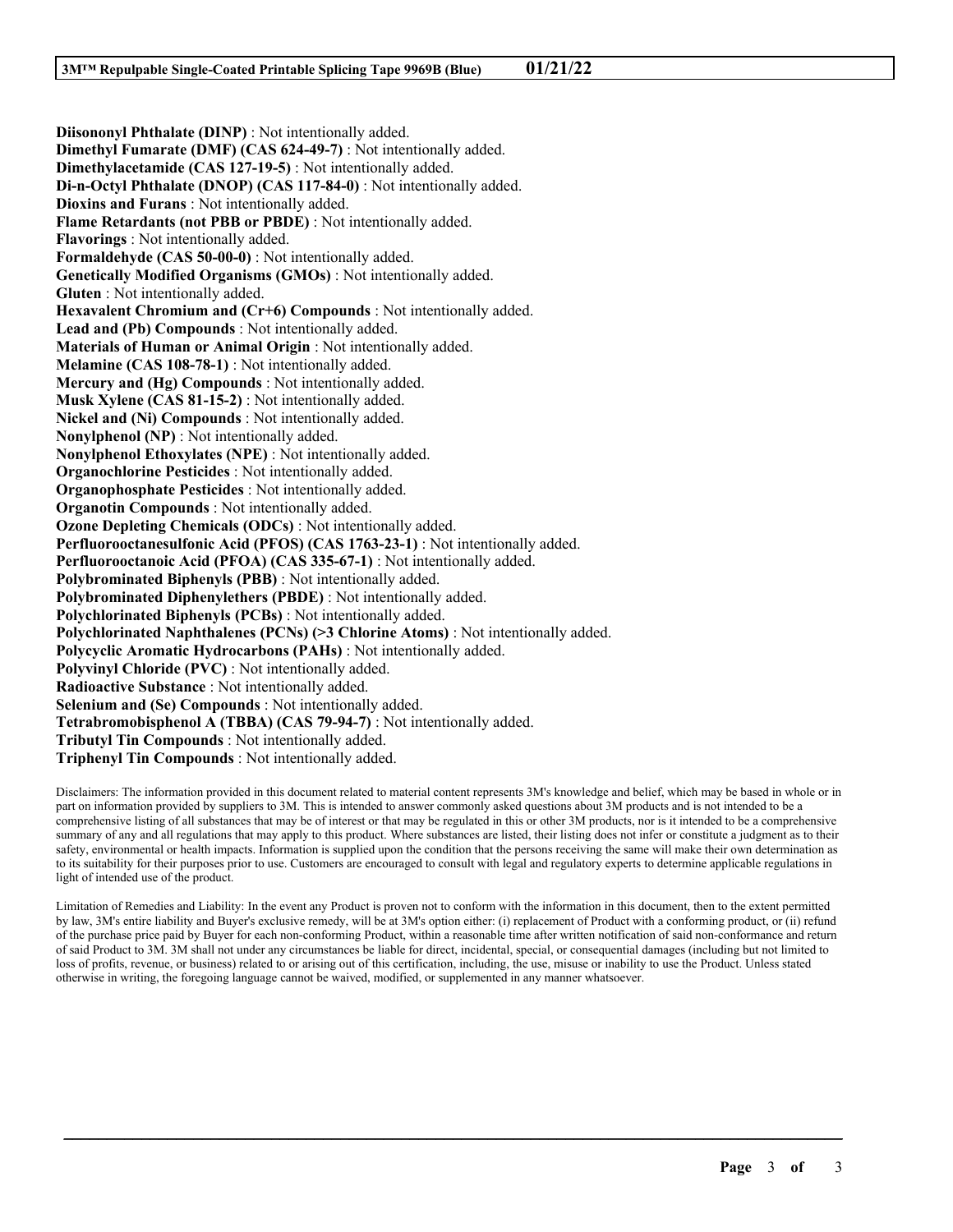**Diisononyl Phthalate (DINP)** : Not intentionally added.
**Dimethyl Fumarate (DMF) (CAS 624-49-7)** : Not intentionally added.
**Dimethylacetamide (CAS 127-19-5)** : Not intentionally added.
**Di-n-Octyl Phthalate (DNOP) (CAS 117-84-0)** : Not intentionally added.
**Dioxins and Furans** : Not intentionally added.
**Flame Retardants (not PBB or PBDE)** : Not intentionally added.
**Flavorings** : Not intentionally added.
**Formaldehyde (CAS 50-00-0)** : Not intentionally added.
**Genetically Modified Organisms (GMOs)** : Not intentionally added.
**Gluten** : Not intentionally added.
**Hexavalent Chromium and (Cr+6) Compounds** : Not intentionally added.
**Lead and (Pb) Compounds** : Not intentionally added.
**Materials of Human or Animal Origin** : Not intentionally added.
**Melamine (CAS 108-78-1)** : Not intentionally added.
**Mercury and (Hg) Compounds** : Not intentionally added.
**Musk Xylene (CAS 81-15-2)** : Not intentionally added.
**Nickel and (Ni) Compounds** : Not intentionally added.
**Nonylphenol (NP)** : Not intentionally added.
**Nonylphenol Ethoxylates (NPE)** : Not intentionally added.
**Organochlorine Pesticides** : Not intentionally added.
**Organophosphate Pesticides** : Not intentionally added.
**Organotin Compounds** : Not intentionally added.
**Ozone Depleting Chemicals (ODCs)** : Not intentionally added.
**Perfluorooctanesulfonic Acid (PFOS) (CAS 1763-23-1)** : Not intentionally added.
**Perfluorooctanoic Acid (PFOA) (CAS 335-67-1)** : Not intentionally added.
**Polybrominated Biphenyls (PBB)** : Not intentionally added.
**Polybrominated Diphenylethers (PBDE)** : Not intentionally added.
**Polychlorinated Biphenyls (PCBs)** : Not intentionally added.
**Polychlorinated Naphthalenes (PCNs) (>3 Chlorine Atoms)** : Not intentionally added.
**Polycyclic Aromatic Hydrocarbons (PAHs)** : Not intentionally added.
**Polyvinyl Chloride (PVC)** : Not intentionally added.
**Radioactive Substance** : Not intentionally added.
**Selenium and (Se) Compounds** : Not intentionally added.
**Tetrabromobisphenol A (TBBA) (CAS 79-94-7)** : Not intentionally added.
**Tributyl Tin Compounds** : Not intentionally added.
**Triphenyl Tin Compounds** : Not intentionally added.

Disclaimers: The information provided in this document related to material content represents 3M's knowledge and belief, which may be based in whole or in part on information provided by suppliers to 3M. This is intended to answer commonly asked questions about 3M products and is not intended to be a comprehensive listing of all substances that may be of interest or that may be regulated in this or other 3M products, nor is it intended to be a comprehensive summary of any and all regulations that may apply to this product. Where substances are listed, their listing does not infer or constitute a judgment as to their safety, environmental or health impacts. Information is supplied upon the condition that the persons receiving the same will make their own determination as to its suitability for their purposes prior to use. Customers are encouraged to consult with legal and regulatory experts to determine applicable regulations in light of intended use of the product.

Limitation of Remedies and Liability: In the event any Product is proven not to conform with the information in this document, then to the extent permitted by law, 3M's entire liability and Buyer's exclusive remedy, will be at 3M's option either: (i) replacement of Product with a conforming product, or (ii) refund of the purchase price paid by Buyer for each non-conforming Product, within a reasonable time after written notification of said non-conformance and return of said Product to 3M. 3M shall not under any circumstances be liable for direct, incidental, special, or consequential damages (including but not limited to loss of profits, revenue, or business) related to or arising out of this certification, including, the use, misuse or inability to use the Product. Unless stated otherwise in writing, the foregoing language cannot be waived, modified, or supplemented in any manner whatsoever.